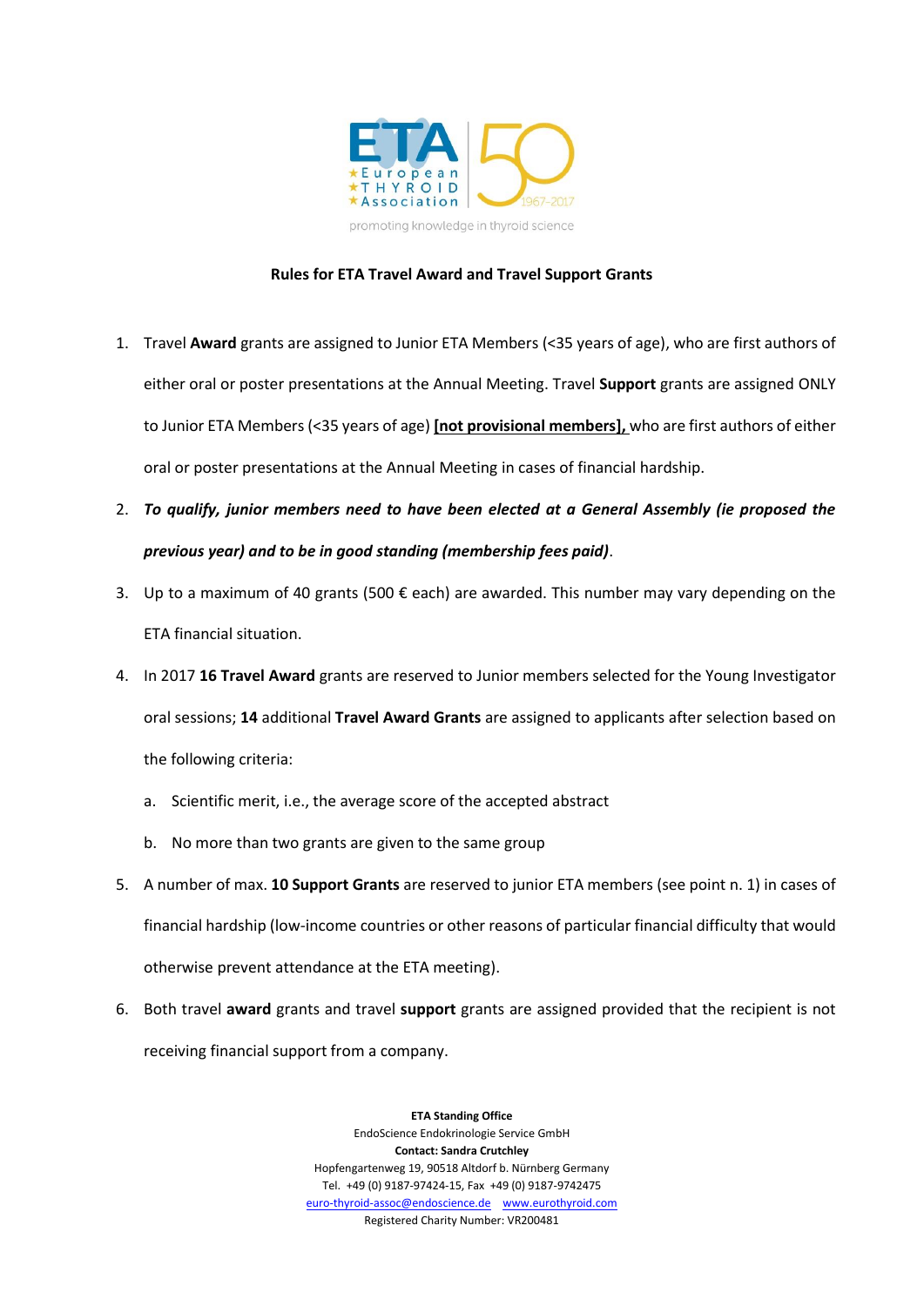# Rules for ETA Travel Award and Travel Support Grants

1. Travel **Award** grants are assigned to Junior ETA Members (<35 years of age), who are first authors of either oral or poster presentations at the Annual Meeting. Travel **Support** grants are assigned ONLY to Junior ETA Members (<35 years of age) **[not provisional members],** who are first authors of either oral or poster presentations at the Annual Meeting in cases of financial hardship.
2. ***To qualify, junior members need to have been elected at a General Assembly (ie proposed the previous year) and to be in good standing (membership fees paid)***.
3. Up to a maximum of 40 grants (500 € each) are awarded. This number may vary depending on the ETA financial situation.
4. In 2017 **16 Travel Award** grants are reserved to Junior members selected for the Young Investigator oral sessions; **14** additional **Travel Award Grants** are assigned to applicants after selection based on the following criteria:
   a. Scientific merit, i.e., the average score of the accepted abstract
   b. No more than two grants are given to the same group
5. A number of max. **10 Support Grants** are reserved to junior ETA members (see point n. 1) in cases of financial hardship (low-income countries or other reasons of particular financial difficulty that would otherwise prevent attendance at the ETA meeting).
6. Both travel **award** grants and travel **support** grants are assigned provided that the recipient is not receiving financial support from a company.

**ETA Standing Office**
EndoScience Endokrinologie Service GmbH
**Contact: Sandra Crutchley**
Hopfengartenweg 19, 90518 Altdorf b. Nürnberg Germany
Tel. +49 (0) 9187-97424-15, Fax +49 (0) 9187-9742475
euro-thyroid-assoc@endoscience.de www.eurothyroid.com
Registered Charity Number: VR200481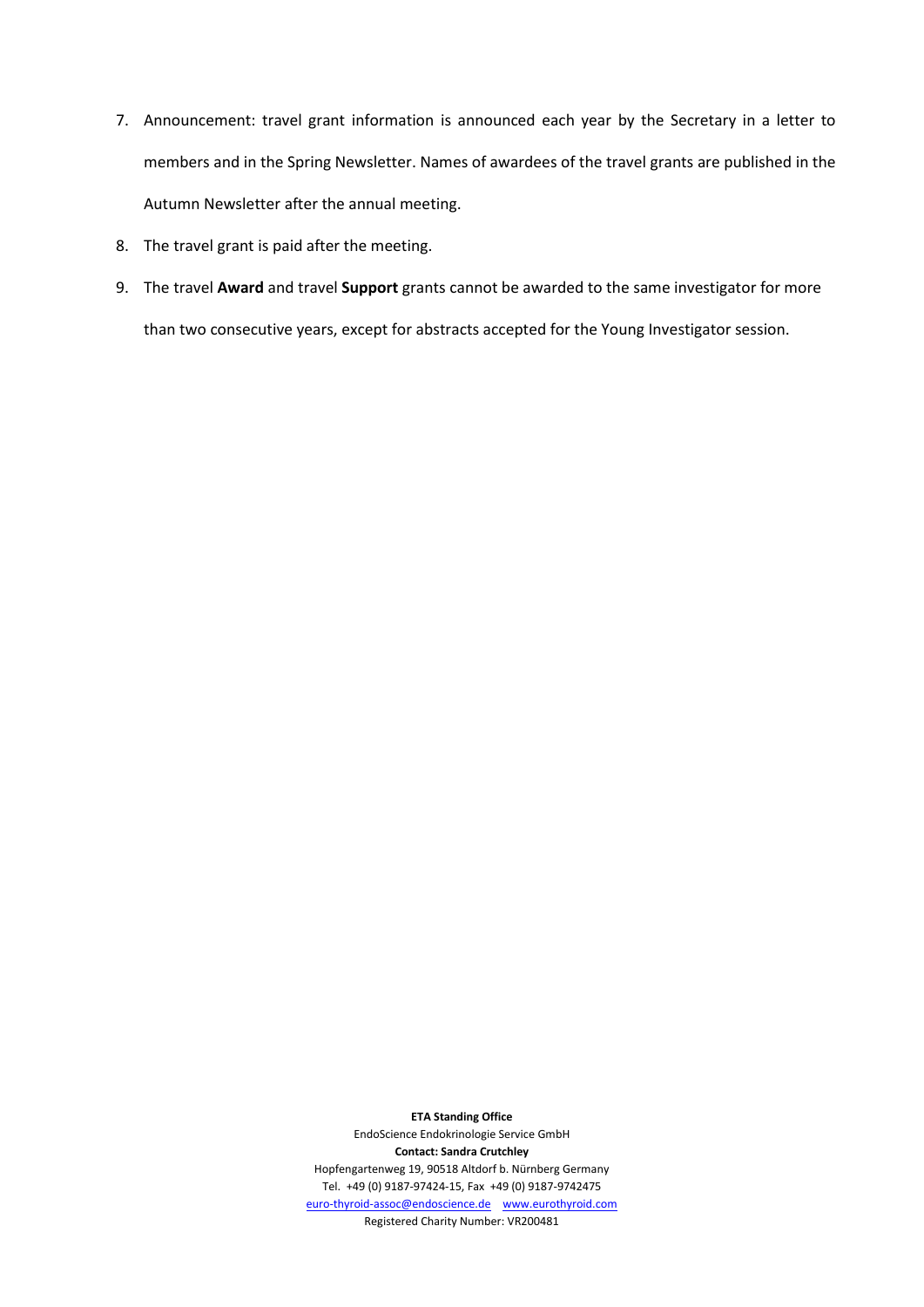7. Announcement: travel grant information is announced each year by the Secretary in a letter to members and in the Spring Newsletter. Names of awardees of the travel grants are published in the Autumn Newsletter after the annual meeting.
8. The travel grant is paid after the meeting.
9. The travel **Award** and travel **Support** grants cannot be awarded to the same investigator for more than two consecutive years, except for abstracts accepted for the Young Investigator session.